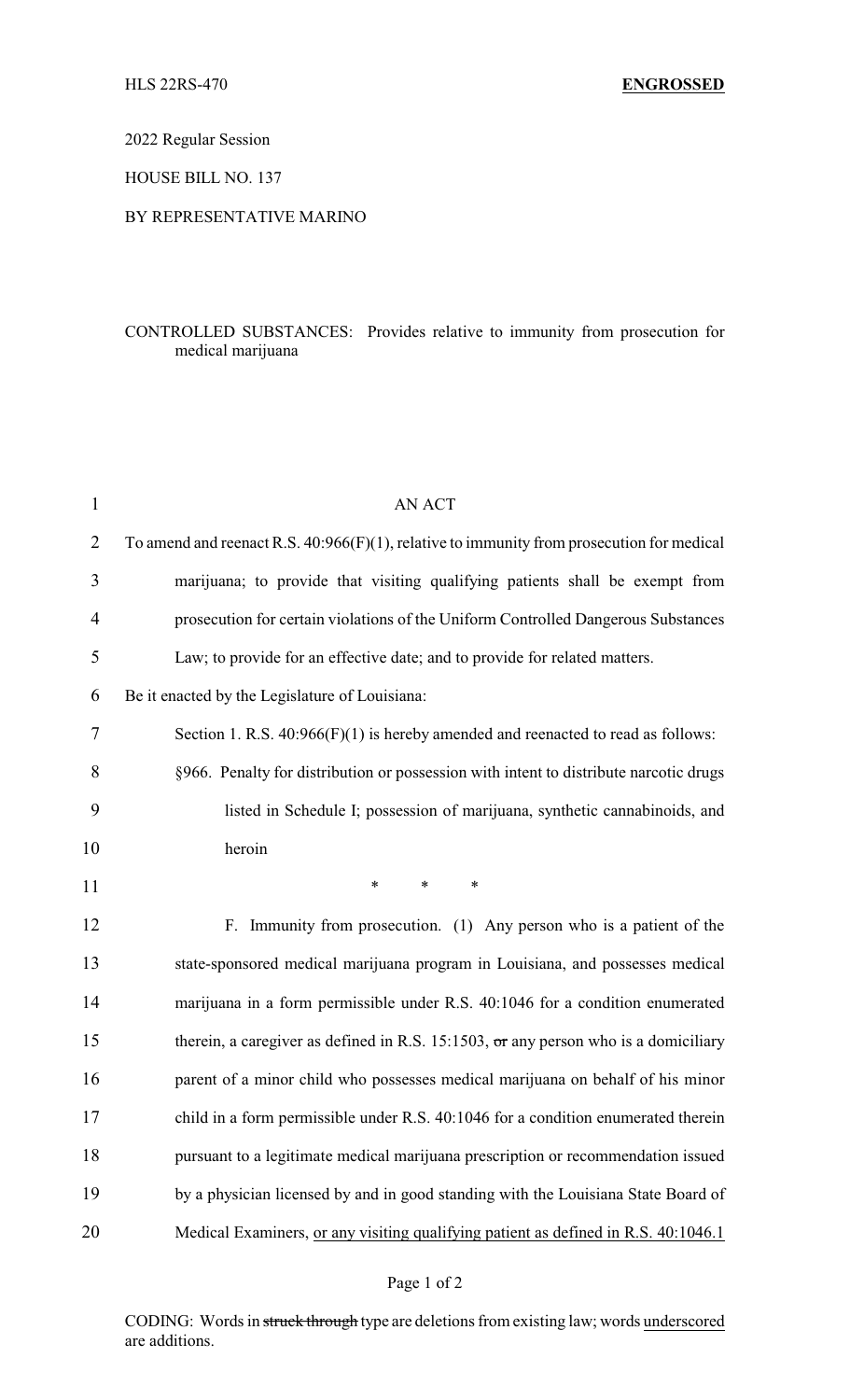HLS 22RS-470 **ENGROSSED**

2022 Regular Session

HOUSE BILL NO. 137

BY REPRESENTATIVE MARINO

CONTROLLED SUBSTANCES: Provides relative to immunity from prosecution for medical marijuana

AN ACT

To amend and reenact R.S. 40:966(F)(1), relative to immunity from prosecution for medical marijuana; to provide that visiting qualifying patients shall be exempt from prosecution for certain violations of the Uniform Controlled Dangerous Substances Law; to provide for an effective date; and to provide for related matters.

Be it enacted by the Legislature of Louisiana:

Section 1. R.S. 40:966(F)(1) is hereby amended and reenacted to read as follows:

§966. Penalty for distribution or possession with intent to distribute narcotic drugs listed in Schedule I; possession of marijuana, synthetic cannabinoids, and heroin

\* \* \*

F. Immunity from prosecution. (1) Any person who is a patient of the state-sponsored medical marijuana program in Louisiana, and possesses medical marijuana in a form permissible under R.S. 40:1046 for a condition enumerated therein, a caregiver as defined in R.S. 15:1503, ~~or~~ any person who is a domiciliary parent of a minor child who possesses medical marijuana on behalf of his minor child in a form permissible under R.S. 40:1046 for a condition enumerated therein pursuant to a legitimate medical marijuana prescription or recommendation issued by a physician licensed by and in good standing with the Louisiana State Board of Medical Examiners, <u>or any visiting qualifying patient as defined in R.S. 40:1046.1</u>

CODING: Words in ~~struck through~~ type are deletions from existing law; words <u>underscored</u> are additions.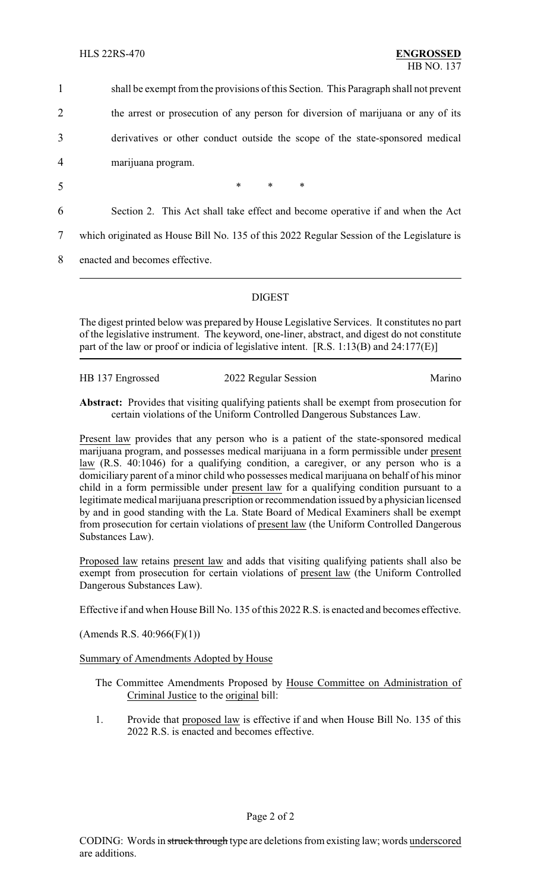shall be exempt from the provisions of this Section. This Paragraph shall not prevent the arrest or prosecution of any person for diversion of marijuana or any of its derivatives or other conduct outside the scope of the state-sponsored medical marijuana program.

\* \* \*

Section 2. This Act shall take effect and become operative if and when the Act which originated as House Bill No. 135 of this 2022 Regular Session of the Legislature is enacted and becomes effective.

## DIGEST

The digest printed below was prepared by House Legislative Services. It constitutes no part of the legislative instrument. The keyword, one-liner, abstract, and digest do not constitute part of the law or proof or indicia of legislative intent. [R.S. 1:13(B) and 24:177(E)]

HB 137 Engrossed — 2022 Regular Session — Marino

**Abstract:** Provides that visiting qualifying patients shall be exempt from prosecution for certain violations of the Uniform Controlled Dangerous Substances Law.

Present law provides that any person who is a patient of the state-sponsored medical marijuana program, and possesses medical marijuana in a form permissible under present law (R.S. 40:1046) for a qualifying condition, a caregiver, or any person who is a domiciliary parent of a minor child who possesses medical marijuana on behalf of his minor child in a form permissible under present law for a qualifying condition pursuant to a legitimate medical marijuana prescription or recommendation issued by a physician licensed by and in good standing with the La. State Board of Medical Examiners shall be exempt from prosecution for certain violations of present law (the Uniform Controlled Dangerous Substances Law).

Proposed law retains present law and adds that visiting qualifying patients shall also be exempt from prosecution for certain violations of present law (the Uniform Controlled Dangerous Substances Law).

Effective if and when House Bill No. 135 of this 2022 R.S. is enacted and becomes effective.

(Amends R.S. 40:966(F)(1))

Summary of Amendments Adopted by House

The Committee Amendments Proposed by House Committee on Administration of Criminal Justice to the original bill:

1. Provide that proposed law is effective if and when House Bill No. 135 of this 2022 R.S. is enacted and becomes effective.

CODING: Words in ~~struck through~~ type are deletions from existing law; words underscored are additions.